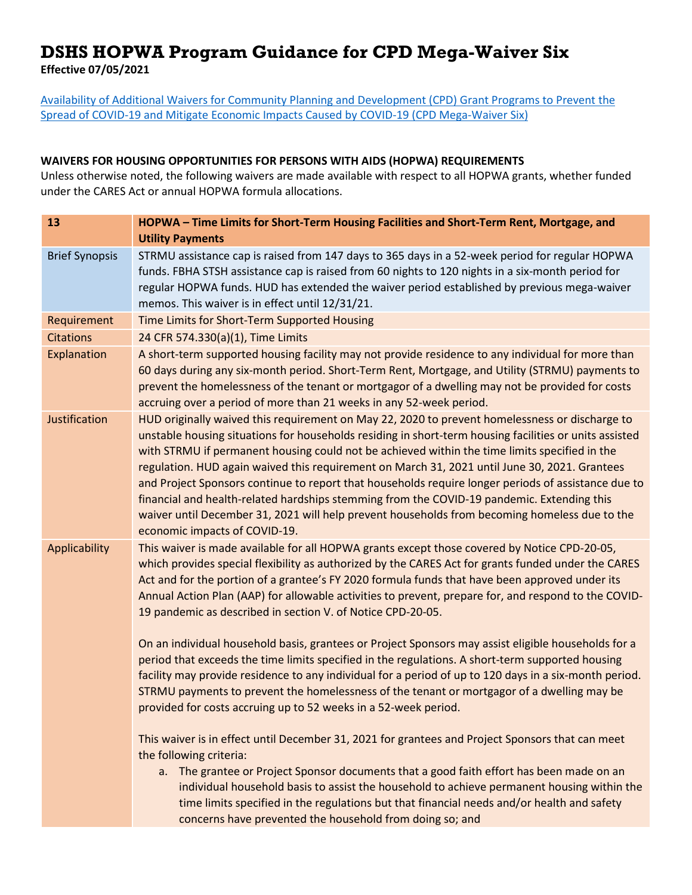# DSHS HOPWA Program Guidance for CPD Mega-Waiver Six

**Effective 07/05/2021**

[Availability of Additional Waivers for Community Planning and Development (CPD) Grant Programs to Prevent the Spread of COVID-19 and Mitigate Economic Impacts Caused by COVID-19 (CPD Mega-Waiver Six)]()

**WAIVERS FOR HOUSING OPPORTUNITIES FOR PERSONS WITH AIDS (HOPWA) REQUIREMENTS**

Unless otherwise noted, the following waivers are made available with respect to all HOPWA grants, whether funded under the CARES Act or annual HOPWA formula allocations.

| 13 | HOPWA – Time Limits for Short-Term Housing Facilities and Short-Term Rent, Mortgage, and Utility Payments |
|---|---|
| Brief Synopsis | STRMU assistance cap is raised from 147 days to 365 days in a 52-week period for regular HOPWA funds. FBHA STSH assistance cap is raised from 60 nights to 120 nights in a six-month period for regular HOPWA funds. HUD has extended the waiver period established by previous mega-waiver memos. This waiver is in effect until 12/31/21. |
| Requirement | Time Limits for Short-Term Supported Housing |
| Citations | 24 CFR 574.330(a)(1), Time Limits |
| Explanation | A short-term supported housing facility may not provide residence to any individual for more than 60 days during any six-month period. Short-Term Rent, Mortgage, and Utility (STRMU) payments to prevent the homelessness of the tenant or mortgagor of a dwelling may not be provided for costs accruing over a period of more than 21 weeks in any 52-week period. |
| Justification | HUD originally waived this requirement on May 22, 2020 to prevent homelessness or discharge to unstable housing situations for households residing in short-term housing facilities or units assisted with STRMU if permanent housing could not be achieved within the time limits specified in the regulation. HUD again waived this requirement on March 31, 2021 until June 30, 2021. Grantees and Project Sponsors continue to report that households require longer periods of assistance due to financial and health-related hardships stemming from the COVID-19 pandemic. Extending this waiver until December 31, 2021 will help prevent households from becoming homeless due to the economic impacts of COVID-19. |
| Applicability | This waiver is made available for all HOPWA grants except those covered by Notice CPD-20-05, which provides special flexibility as authorized by the CARES Act for grants funded under the CARES Act and for the portion of a grantee's FY 2020 formula funds that have been approved under its Annual Action Plan (AAP) for allowable activities to prevent, prepare for, and respond to the COVID-19 pandemic as described in section V. of Notice CPD-20-05.<br><br>On an individual household basis, grantees or Project Sponsors may assist eligible households for a period that exceeds the time limits specified in the regulations. A short-term supported housing facility may provide residence to any individual for a period of up to 120 days in a six-month period. STRMU payments to prevent the homelessness of the tenant or mortgagor of a dwelling may be provided for costs accruing up to 52 weeks in a 52-week period.<br><br>This waiver is in effect until December 31, 2021 for grantees and Project Sponsors that can meet the following criteria:<br>a. The grantee or Project Sponsor documents that a good faith effort has been made on an individual household basis to assist the household to achieve permanent housing within the time limits specified in the regulations but that financial needs and/or health and safety concerns have prevented the household from doing so; and |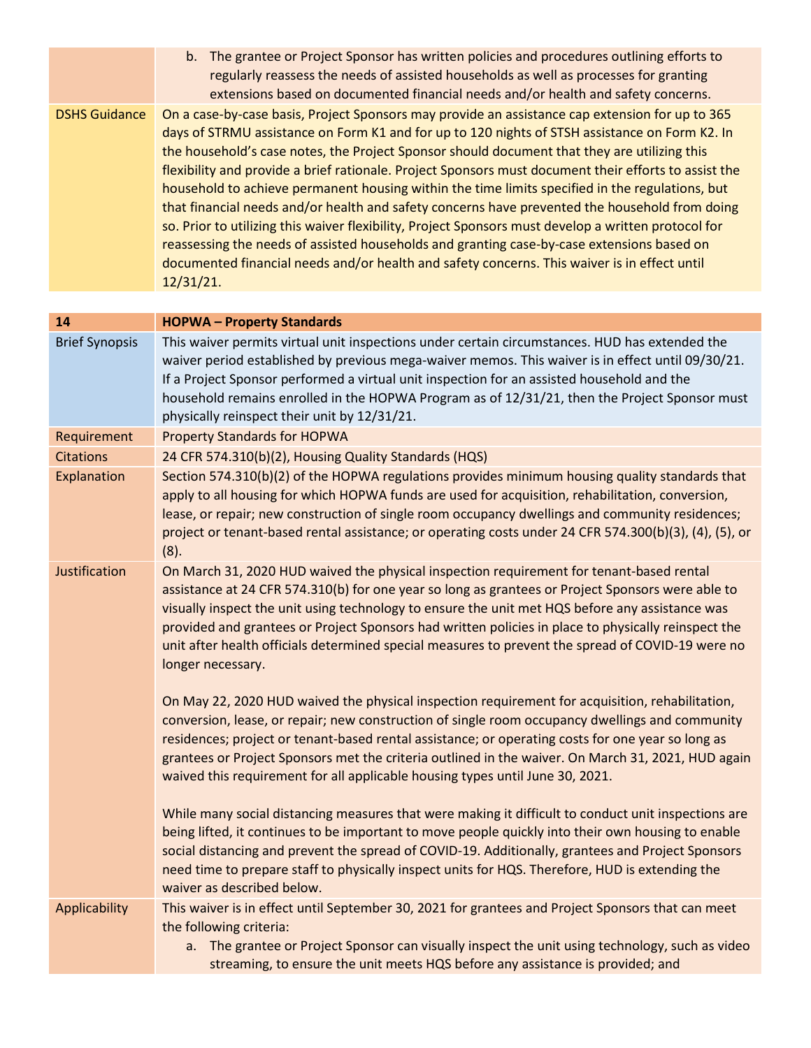| | |
|---|---|
| | b. The grantee or Project Sponsor has written policies and procedures outlining efforts to regularly reassess the needs of assisted households as well as processes for granting extensions based on documented financial needs and/or health and safety concerns. |
| DSHS Guidance | On a case-by-case basis, Project Sponsors may provide an assistance cap extension for up to 365 days of STRMU assistance on Form K1 and for up to 120 nights of STSH assistance on Form K2. In the household's case notes, the Project Sponsor should document that they are utilizing this flexibility and provide a brief rationale. Project Sponsors must document their efforts to assist the household to achieve permanent housing within the time limits specified in the regulations, but that financial needs and/or health and safety concerns have prevented the household from doing so. Prior to utilizing this waiver flexibility, Project Sponsors must develop a written protocol for reassessing the needs of assisted households and granting case-by-case extensions based on documented financial needs and/or health and safety concerns. This waiver is in effect until 12/31/21. |

| 14 | HOPWA – Property Standards |
|---|---|
| Brief Synopsis | This waiver permits virtual unit inspections under certain circumstances. HUD has extended the waiver period established by previous mega-waiver memos. This waiver is in effect until 09/30/21. If a Project Sponsor performed a virtual unit inspection for an assisted household and the household remains enrolled in the HOPWA Program as of 12/31/21, then the Project Sponsor must physically reinspect their unit by 12/31/21. |
| Requirement | Property Standards for HOPWA |
| Citations | 24 CFR 574.310(b)(2), Housing Quality Standards (HQS) |
| Explanation | Section 574.310(b)(2) of the HOPWA regulations provides minimum housing quality standards that apply to all housing for which HOPWA funds are used for acquisition, rehabilitation, conversion, lease, or repair; new construction of single room occupancy dwellings and community residences; project or tenant-based rental assistance; or operating costs under 24 CFR 574.300(b)(3), (4), (5), or (8). |
| Justification | On March 31, 2020 HUD waived the physical inspection requirement for tenant-based rental assistance at 24 CFR 574.310(b) for one year so long as grantees or Project Sponsors were able to visually inspect the unit using technology to ensure the unit met HQS before any assistance was provided and grantees or Project Sponsors had written policies in place to physically reinspect the unit after health officials determined special measures to prevent the spread of COVID-19 were no longer necessary.<br><br>On May 22, 2020 HUD waived the physical inspection requirement for acquisition, rehabilitation, conversion, lease, or repair; new construction of single room occupancy dwellings and community residences; project or tenant-based rental assistance; or operating costs for one year so long as grantees or Project Sponsors met the criteria outlined in the waiver. On March 31, 2021, HUD again waived this requirement for all applicable housing types until June 30, 2021.<br><br>While many social distancing measures that were making it difficult to conduct unit inspections are being lifted, it continues to be important to move people quickly into their own housing to enable social distancing and prevent the spread of COVID-19. Additionally, grantees and Project Sponsors need time to prepare staff to physically inspect units for HQS. Therefore, HUD is extending the waiver as described below. |
| Applicability | This waiver is in effect until September 30, 2021 for grantees and Project Sponsors that can meet the following criteria:<br>a. The grantee or Project Sponsor can visually inspect the unit using technology, such as video streaming, to ensure the unit meets HQS before any assistance is provided; and |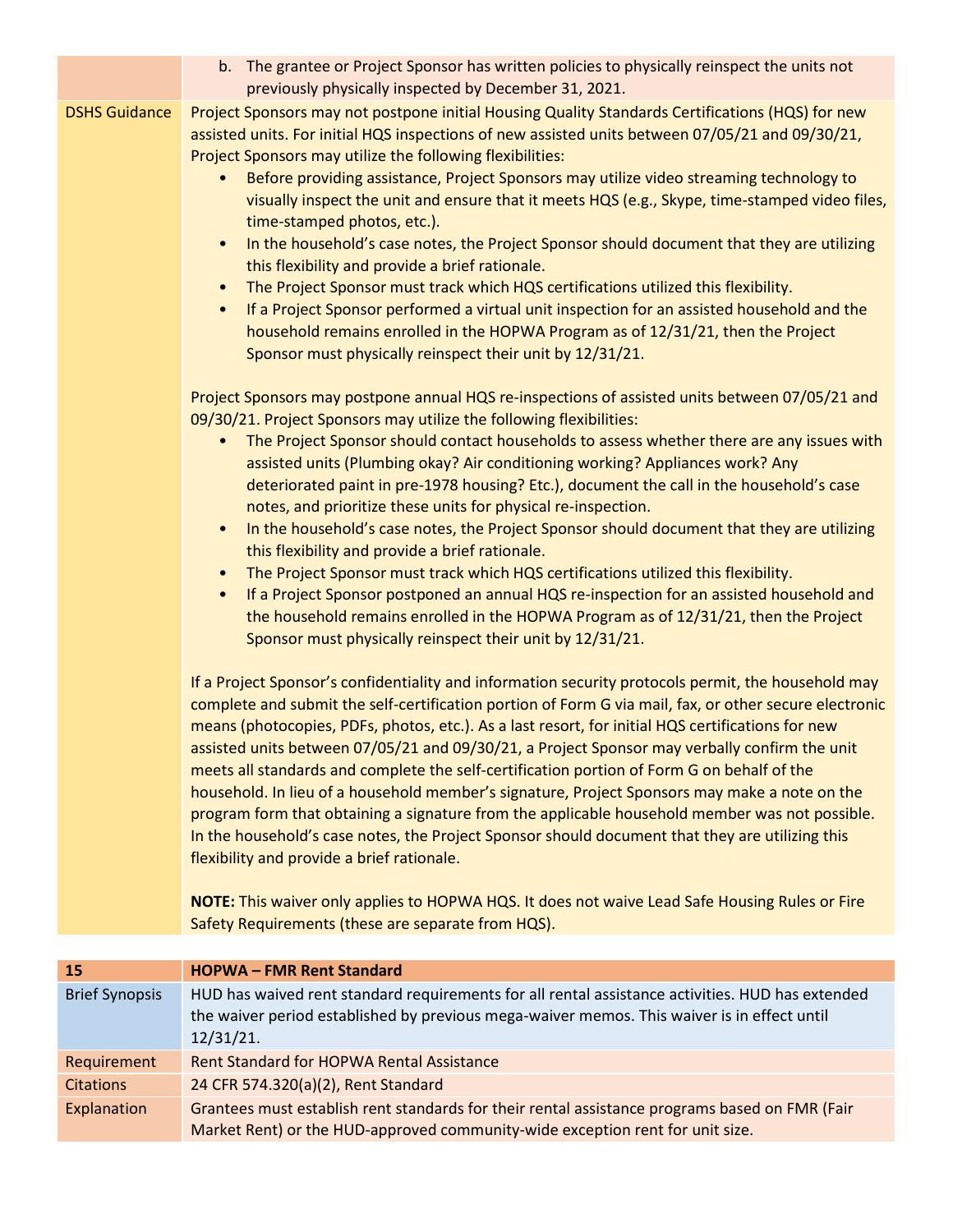| | |
|---|---|
| | b. The grantee or Project Sponsor has written policies to physically reinspect the units not previously physically inspected by December 31, 2021. |
| DSHS Guidance | Project Sponsors may not postpone initial Housing Quality Standards Certifications (HQS) for new assisted units. For initial HQS inspections of new assisted units between 07/05/21 and 09/30/21, Project Sponsors may utilize the following flexibilities:<br>• Before providing assistance, Project Sponsors may utilize video streaming technology to visually inspect the unit and ensure that it meets HQS (e.g., Skype, time-stamped video files, time-stamped photos, etc.).<br>• In the household's case notes, the Project Sponsor should document that they are utilizing this flexibility and provide a brief rationale.<br>• The Project Sponsor must track which HQS certifications utilized this flexibility.<br>• If a Project Sponsor performed a virtual unit inspection for an assisted household and the household remains enrolled in the HOPWA Program as of 12/31/21, then the Project Sponsor must physically reinspect their unit by 12/31/21.<br><br>Project Sponsors may postpone annual HQS re-inspections of assisted units between 07/05/21 and 09/30/21. Project Sponsors may utilize the following flexibilities:<br>• The Project Sponsor should contact households to assess whether there are any issues with assisted units (Plumbing okay? Air conditioning working? Appliances work? Any deteriorated paint in pre-1978 housing? Etc.), document the call in the household's case notes, and prioritize these units for physical re-inspection.<br>• In the household's case notes, the Project Sponsor should document that they are utilizing this flexibility and provide a brief rationale.<br>• The Project Sponsor must track which HQS certifications utilized this flexibility.<br>• If a Project Sponsor postponed an annual HQS re-inspection for an assisted household and the household remains enrolled in the HOPWA Program as of 12/31/21, then the Project Sponsor must physically reinspect their unit by 12/31/21.<br><br>If a Project Sponsor's confidentiality and information security protocols permit, the household may complete and submit the self-certification portion of Form G via mail, fax, or other secure electronic means (photocopies, PDFs, photos, etc.). As a last resort, for initial HQS certifications for new assisted units between 07/05/21 and 09/30/21, a Project Sponsor may verbally confirm the unit meets all standards and complete the self-certification portion of Form G on behalf of the household. In lieu of a household member's signature, Project Sponsors may make a note on the program form that obtaining a signature from the applicable household member was not possible. In the household's case notes, the Project Sponsor should document that they are utilizing this flexibility and provide a brief rationale.<br><br>**NOTE:** This waiver only applies to HOPWA HQS. It does not waive Lead Safe Housing Rules or Fire Safety Requirements (these are separate from HQS). |

| 15 | HOPWA – FMR Rent Standard |
|---|---|
| Brief Synopsis | HUD has waived rent standard requirements for all rental assistance activities. HUD has extended the waiver period established by previous mega-waiver memos. This waiver is in effect until 12/31/21. |
| Requirement | Rent Standard for HOPWA Rental Assistance |
| Citations | 24 CFR 574.320(a)(2), Rent Standard |
| Explanation | Grantees must establish rent standards for their rental assistance programs based on FMR (Fair Market Rent) or the HUD-approved community-wide exception rent for unit size. |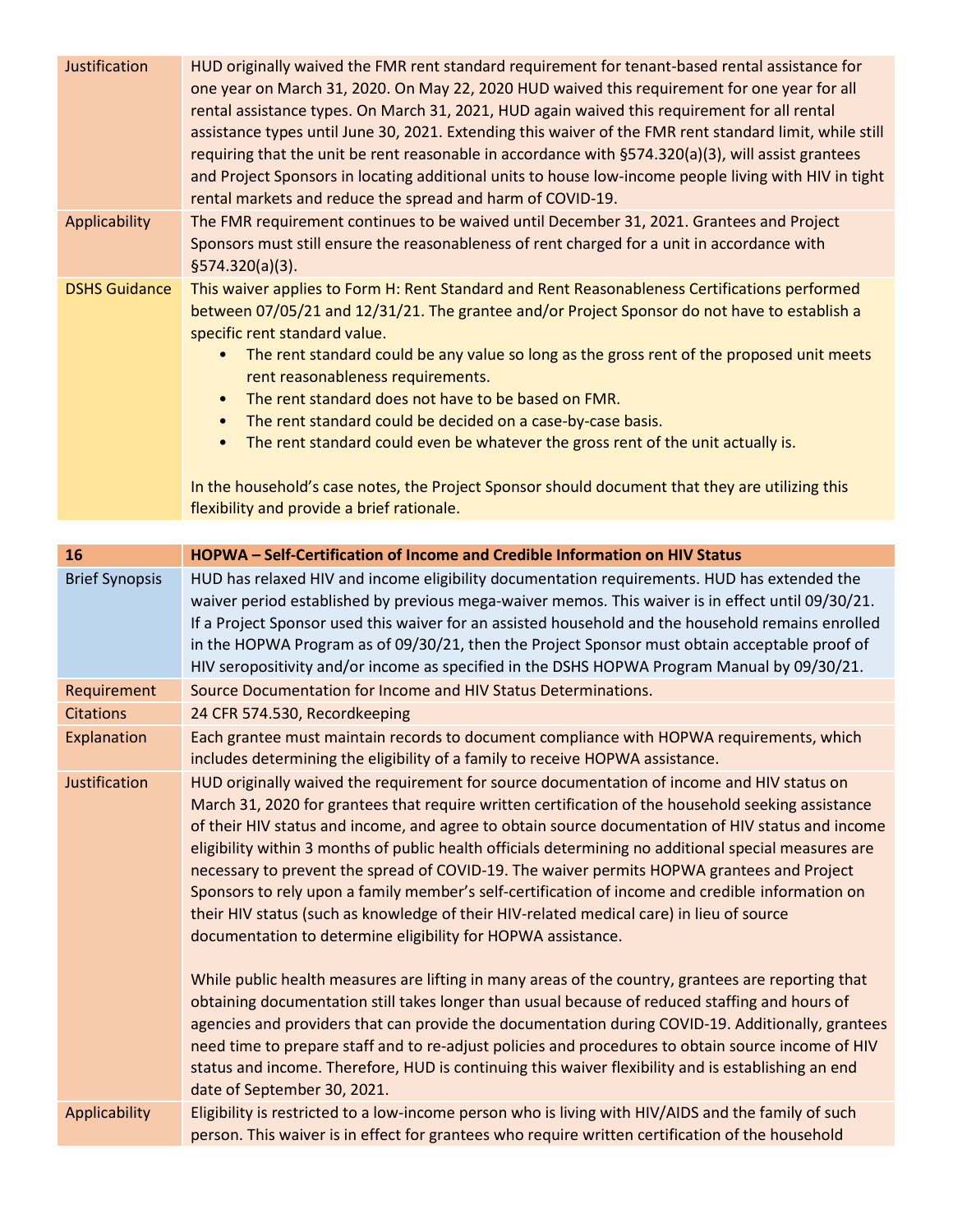| | |
|---|---|
| Justification | HUD originally waived the FMR rent standard requirement for tenant-based rental assistance for one year on March 31, 2020. On May 22, 2020 HUD waived this requirement for one year for all rental assistance types. On March 31, 2021, HUD again waived this requirement for all rental assistance types until June 30, 2021. Extending this waiver of the FMR rent standard limit, while still requiring that the unit be rent reasonable in accordance with §574.320(a)(3), will assist grantees and Project Sponsors in locating additional units to house low-income people living with HIV in tight rental markets and reduce the spread and harm of COVID-19. |
| Applicability | The FMR requirement continues to be waived until December 31, 2021. Grantees and Project Sponsors must still ensure the reasonableness of rent charged for a unit in accordance with §574.320(a)(3). |
| DSHS Guidance | This waiver applies to Form H: Rent Standard and Rent Reasonableness Certifications performed between 07/05/21 and 12/31/21. The grantee and/or Project Sponsor do not have to establish a specific rent standard value.<br>• The rent standard could be any value so long as the gross rent of the proposed unit meets rent reasonableness requirements.<br>• The rent standard does not have to be based on FMR.<br>• The rent standard could be decided on a case-by-case basis.<br>• The rent standard could even be whatever the gross rent of the unit actually is.<br><br>In the household's case notes, the Project Sponsor should document that they are utilizing this flexibility and provide a brief rationale. |

| **16** | **HOPWA – Self-Certification of Income and Credible Information on HIV Status** |
|---|---|
| Brief Synopsis | HUD has relaxed HIV and income eligibility documentation requirements. HUD has extended the waiver period established by previous mega-waiver memos. This waiver is in effect until 09/30/21. If a Project Sponsor used this waiver for an assisted household and the household remains enrolled in the HOPWA Program as of 09/30/21, then the Project Sponsor must obtain acceptable proof of HIV seropositivity and/or income as specified in the DSHS HOPWA Program Manual by 09/30/21. |
| Requirement | Source Documentation for Income and HIV Status Determinations. |
| Citations | 24 CFR 574.530, Recordkeeping |
| Explanation | Each grantee must maintain records to document compliance with HOPWA requirements, which includes determining the eligibility of a family to receive HOPWA assistance. |
| Justification | HUD originally waived the requirement for source documentation of income and HIV status on March 31, 2020 for grantees that require written certification of the household seeking assistance of their HIV status and income, and agree to obtain source documentation of HIV status and income eligibility within 3 months of public health officials determining no additional special measures are necessary to prevent the spread of COVID-19. The waiver permits HOPWA grantees and Project Sponsors to rely upon a family member's self-certification of income and credible information on their HIV status (such as knowledge of their HIV-related medical care) in lieu of source documentation to determine eligibility for HOPWA assistance.<br><br>While public health measures are lifting in many areas of the country, grantees are reporting that obtaining documentation still takes longer than usual because of reduced staffing and hours of agencies and providers that can provide the documentation during COVID-19. Additionally, grantees need time to prepare staff and to re-adjust policies and procedures to obtain source income of HIV status and income. Therefore, HUD is continuing this waiver flexibility and is establishing an end date of September 30, 2021. |
| Applicability | Eligibility is restricted to a low-income person who is living with HIV/AIDS and the family of such person. This waiver is in effect for grantees who require written certification of the household |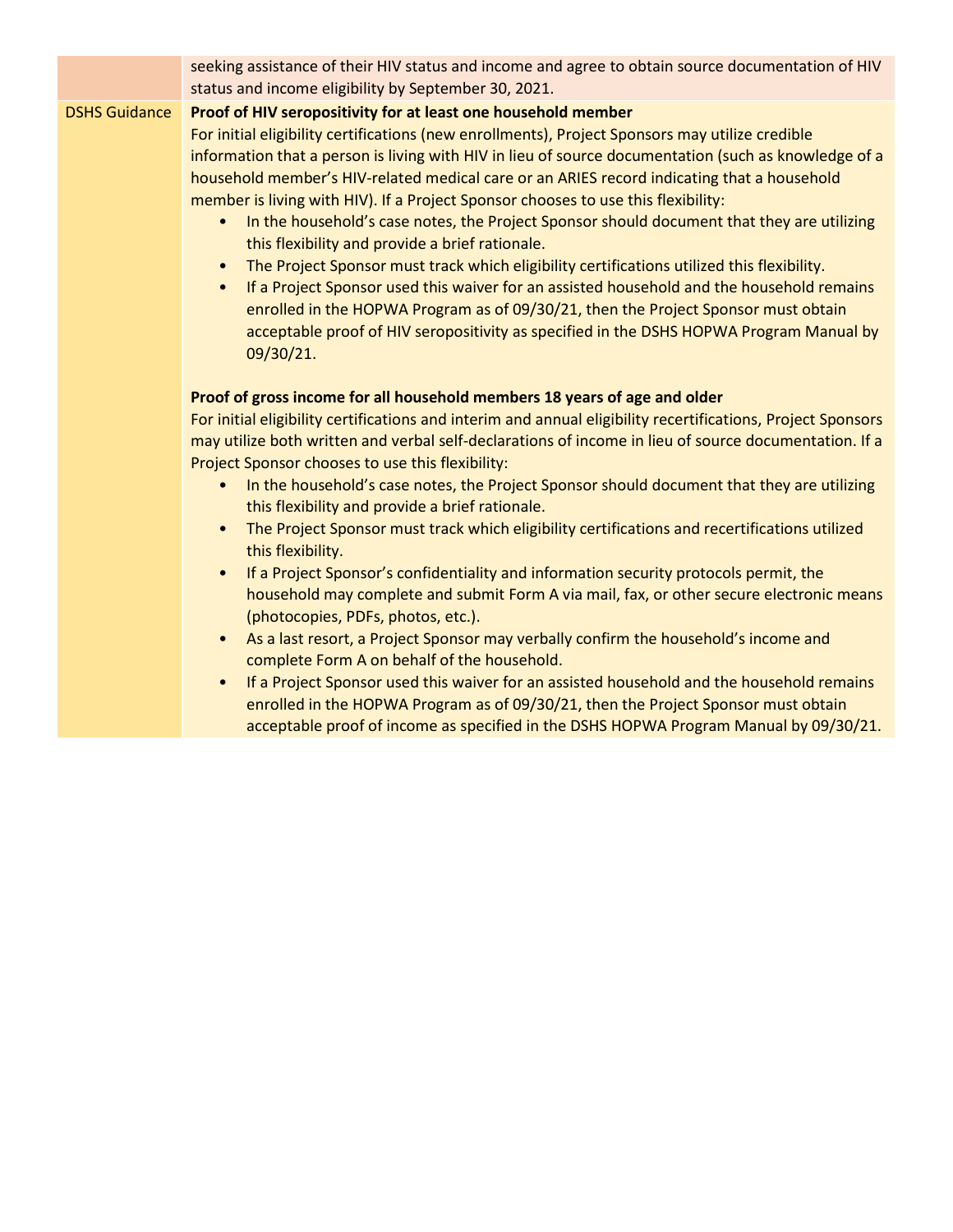| | |
|---|---|
| | seeking assistance of their HIV status and income and agree to obtain source documentation of HIV status and income eligibility by September 30, 2021. |
| DSHS Guidance | **Proof of HIV seropositivity for at least one household member**<br>For initial eligibility certifications (new enrollments), Project Sponsors may utilize credible information that a person is living with HIV in lieu of source documentation (such as knowledge of a household member's HIV-related medical care or an ARIES record indicating that a household member is living with HIV). If a Project Sponsor chooses to use this flexibility:<br>• In the household's case notes, the Project Sponsor should document that they are utilizing this flexibility and provide a brief rationale.<br>• The Project Sponsor must track which eligibility certifications utilized this flexibility.<br>• If a Project Sponsor used this waiver for an assisted household and the household remains enrolled in the HOPWA Program as of 09/30/21, then the Project Sponsor must obtain acceptable proof of HIV seropositivity as specified in the DSHS HOPWA Program Manual by 09/30/21.<br><br>**Proof of gross income for all household members 18 years of age and older**<br>For initial eligibility certifications and interim and annual eligibility recertifications, Project Sponsors may utilize both written and verbal self-declarations of income in lieu of source documentation. If a Project Sponsor chooses to use this flexibility:<br>• In the household's case notes, the Project Sponsor should document that they are utilizing this flexibility and provide a brief rationale.<br>• The Project Sponsor must track which eligibility certifications and recertifications utilized this flexibility.<br>• If a Project Sponsor's confidentiality and information security protocols permit, the household may complete and submit Form A via mail, fax, or other secure electronic means (photocopies, PDFs, photos, etc.).<br>• As a last resort, a Project Sponsor may verbally confirm the household's income and complete Form A on behalf of the household.<br>• If a Project Sponsor used this waiver for an assisted household and the household remains enrolled in the HOPWA Program as of 09/30/21, then the Project Sponsor must obtain acceptable proof of income as specified in the DSHS HOPWA Program Manual by 09/30/21. |